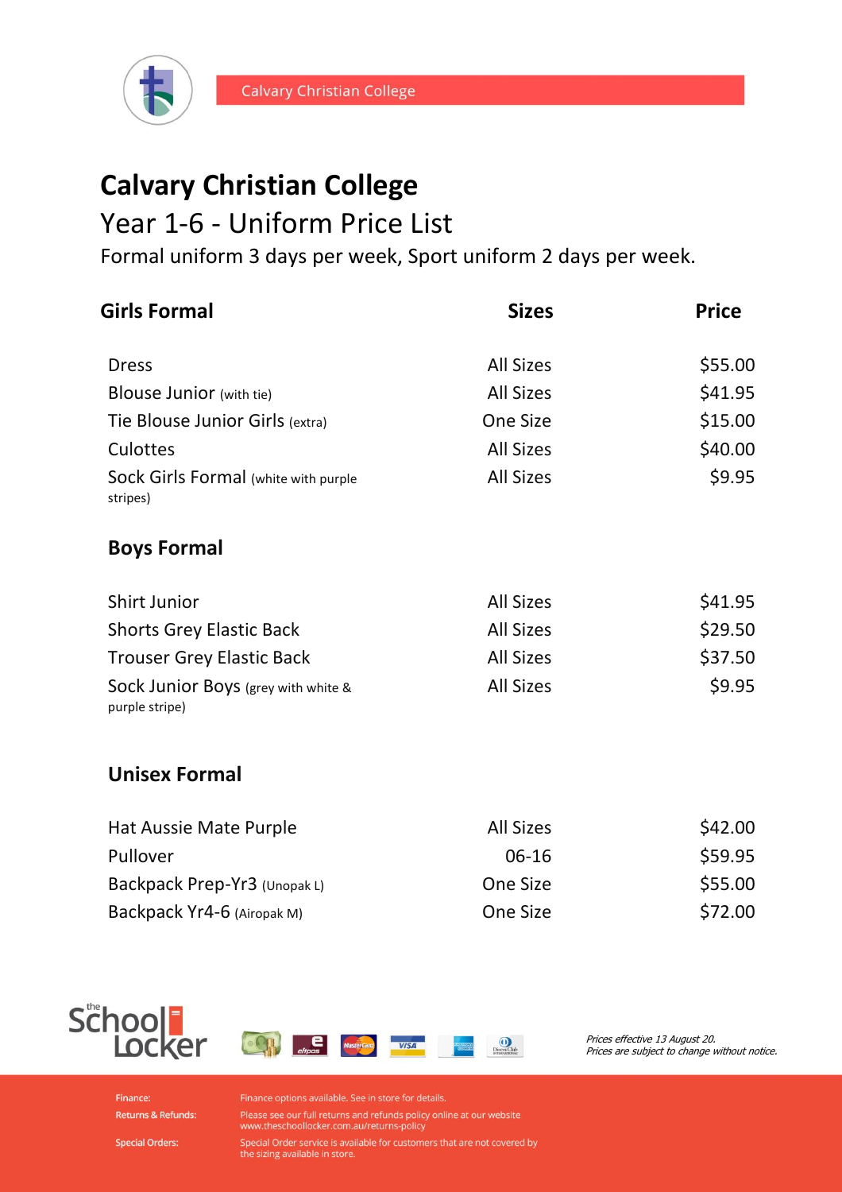Calvary Christian College

# Calvary Christian College

## Year 1-6 - Uniform Price List

Formal uniform 3 days per week, Sport uniform 2 days per week.

| Girls Formal | Sizes | Price |
|---|---|---|
| Dress | All Sizes | $55.00 |
| Blouse Junior (with tie) | All Sizes | $41.95 |
| Tie Blouse Junior Girls (extra) | One Size | $15.00 |
| Culottes | All Sizes | $40.00 |
| Sock Girls Formal (white with purple stripes) | All Sizes | $9.95 |

### Boys Formal

| Item | Sizes | Price |
|---|---|---|
| Shirt Junior | All Sizes | $41.95 |
| Shorts Grey Elastic Back | All Sizes | $29.50 |
| Trouser Grey Elastic Back | All Sizes | $37.50 |
| Sock Junior Boys (grey with white & purple stripe) | All Sizes | $9.95 |

### Unisex Formal

| Item | Sizes | Price |
|---|---|---|
| Hat Aussie Mate Purple | All Sizes | $42.00 |
| Pullover | 06-16 | $59.95 |
| Backpack Prep-Yr3 (Unopak L) | One Size | $55.00 |
| Backpack Yr4-6 (Airopak M) | One Size | $72.00 |

the School Locker

*Prices effective 13 August 20.*
*Prices are subject to change without notice.*

**Finance:** Finance options available. See in store for details.

**Returns & Refunds:** Please see our full returns and refunds policy online at our website www.theschoollocker.com.au/returns-policy

**Special Orders:** Special Order service is available for customers that are not covered by the sizing available in store.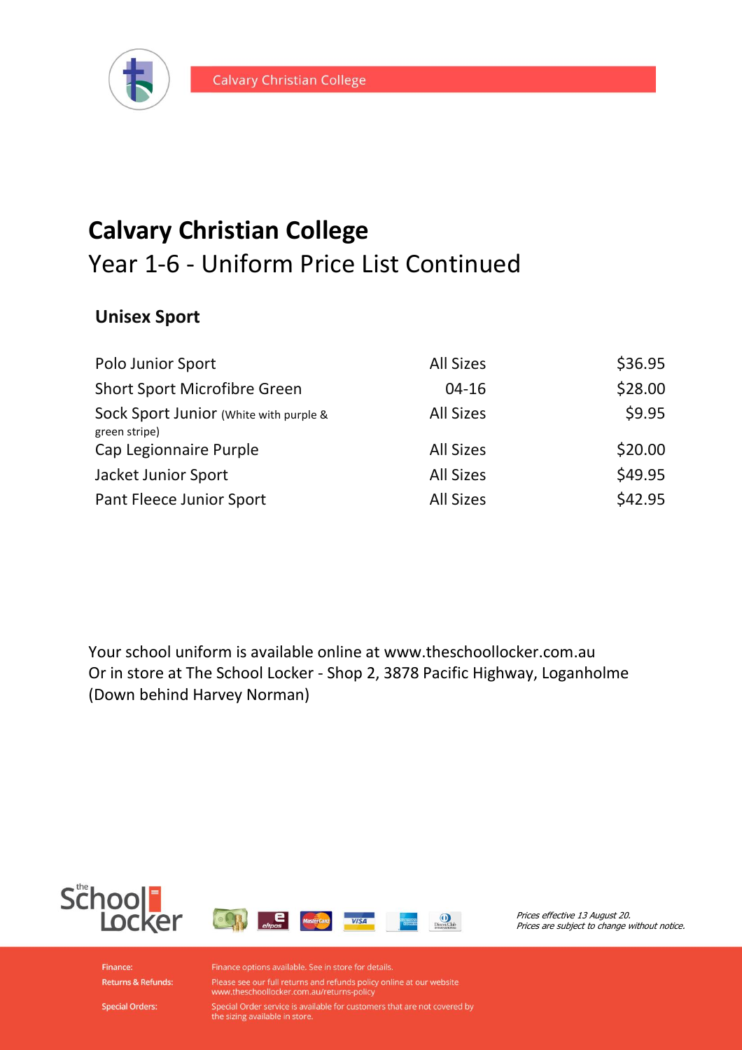# Calvary Christian College

## Year 1-6 - Uniform Price List Continued

### Unisex Sport

| | | |
|---|---|---|
| Polo Junior Sport | All Sizes | $36.95 |
| Short Sport Microfibre Green | 04-16 | $28.00 |
| Sock Sport Junior (White with purple & green stripe) | All Sizes | $9.95 |
| Cap Legionnaire Purple | All Sizes | $20.00 |
| Jacket Junior Sport | All Sizes | $49.95 |
| Pant Fleece Junior Sport | All Sizes | $42.95 |

Your school uniform is available online at www.theschoollocker.com.au
Or in store at The School Locker - Shop 2, 3878 Pacific Highway, Loganholme
(Down behind Harvey Norman)

*Prices effective 13 August 20.*
*Prices are subject to change without notice.*

**Finance:** Finance options available. See in store for details.

**Returns & Refunds:** Please see our full returns and refunds policy online at our website www.theschoollocker.com.au/returns-policy

**Special Orders:** Special Order service is available for customers that are not covered by the sizing available in store.